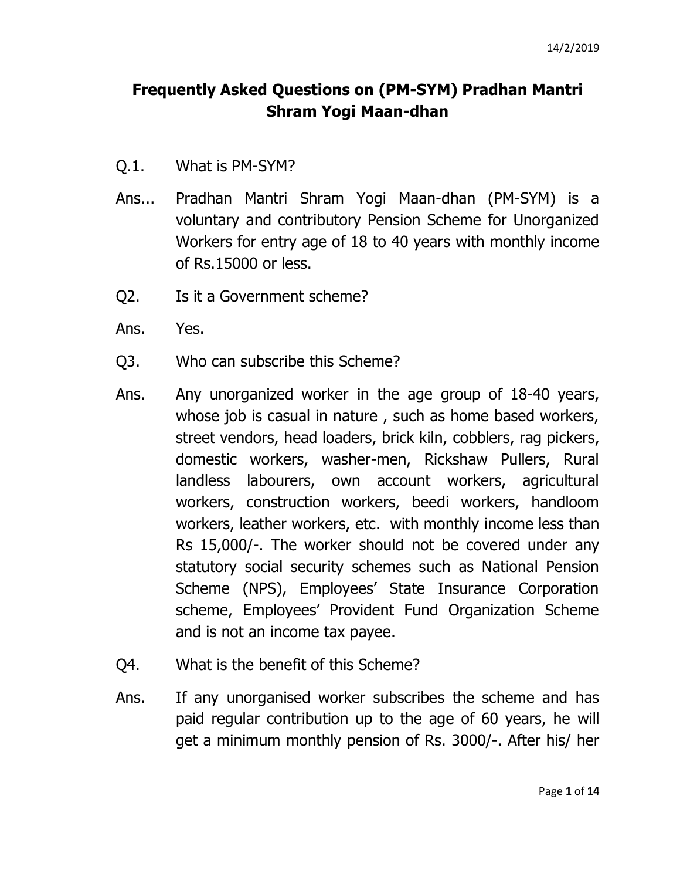14/2/2019

# Frequently Asked Questions on (PM-SYM) Pradhan Mantri Shram Yogi Maan-dhan

Q.1. What is PM-SYM?

Ans... Pradhan Mantri Shram Yogi Maan-dhan (PM-SYM) is a voluntary and contributory Pension Scheme for Unorganized Workers for entry age of 18 to 40 years with monthly income of Rs.15000 or less.

Q2. Is it a Government scheme?

Ans. Yes.

Q3. Who can subscribe this Scheme?

Ans. Any unorganized worker in the age group of 18-40 years, whose job is casual in nature , such as home based workers, street vendors, head loaders, brick kiln, cobblers, rag pickers, domestic workers, washer-men, Rickshaw Pullers, Rural landless labourers, own account workers, agricultural workers, construction workers, beedi workers, handloom workers, leather workers, etc. with monthly income less than Rs 15,000/-. The worker should not be covered under any statutory social security schemes such as National Pension Scheme (NPS), Employees' State Insurance Corporation scheme, Employees' Provident Fund Organization Scheme and is not an income tax payee.

Q4. What is the benefit of this Scheme?

Ans. If any unorganised worker subscribes the scheme and has paid regular contribution up to the age of 60 years, he will get a minimum monthly pension of Rs. 3000/-. After his/ her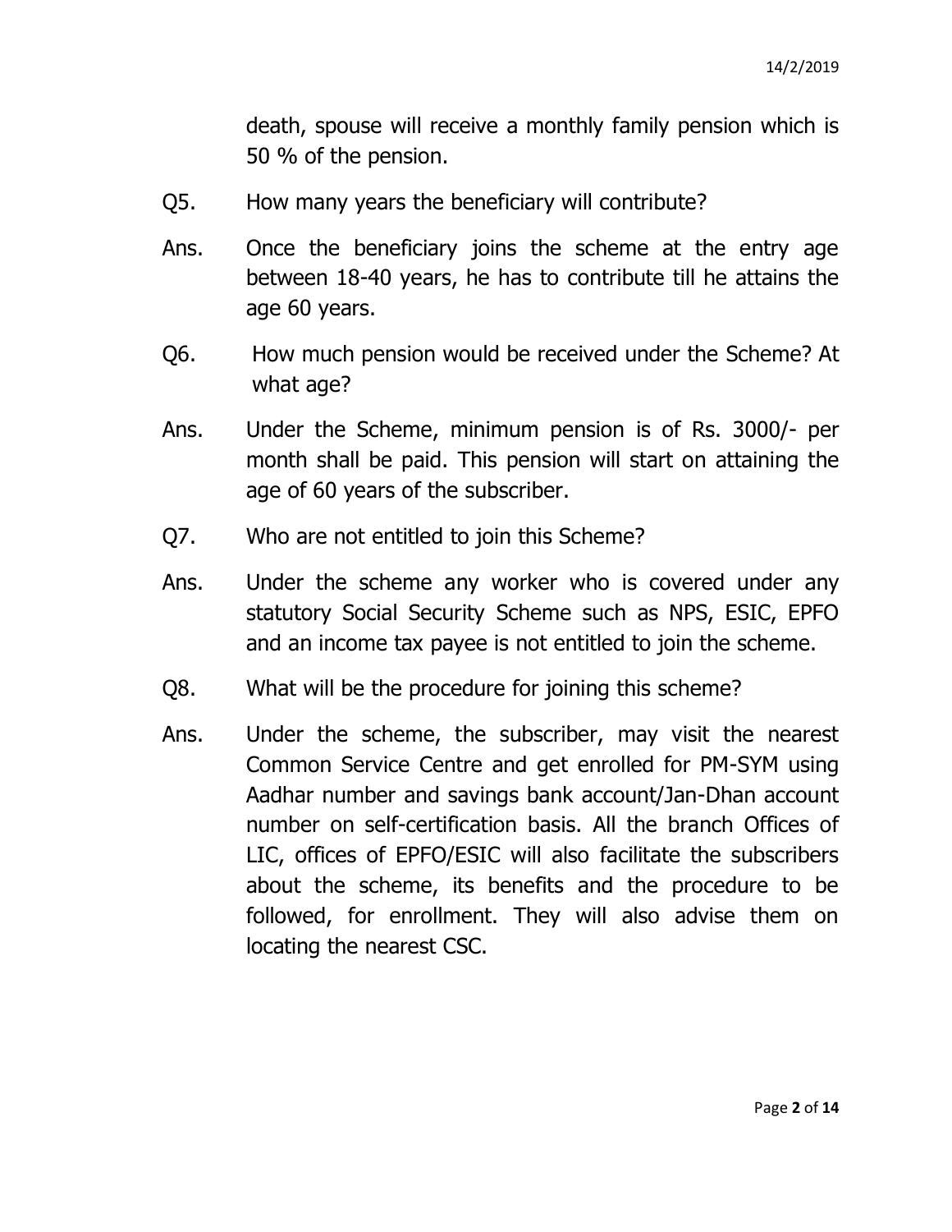death, spouse will receive a monthly family pension which is 50 % of the pension.

Q5. How many years the beneficiary will contribute?

Ans. Once the beneficiary joins the scheme at the entry age between 18-40 years, he has to contribute till he attains the age 60 years.

Q6. How much pension would be received under the Scheme? At what age?

Ans. Under the Scheme, minimum pension is of Rs. 3000/- per month shall be paid. This pension will start on attaining the age of 60 years of the subscriber.

Q7. Who are not entitled to join this Scheme?

Ans. Under the scheme any worker who is covered under any statutory Social Security Scheme such as NPS, ESIC, EPFO and an income tax payee is not entitled to join the scheme.

Q8. What will be the procedure for joining this scheme?

Ans. Under the scheme, the subscriber, may visit the nearest Common Service Centre and get enrolled for PM-SYM using Aadhar number and savings bank account/Jan-Dhan account number on self-certification basis. All the branch Offices of LIC, offices of EPFO/ESIC will also facilitate the subscribers about the scheme, its benefits and the procedure to be followed, for enrollment. They will also advise them on locating the nearest CSC.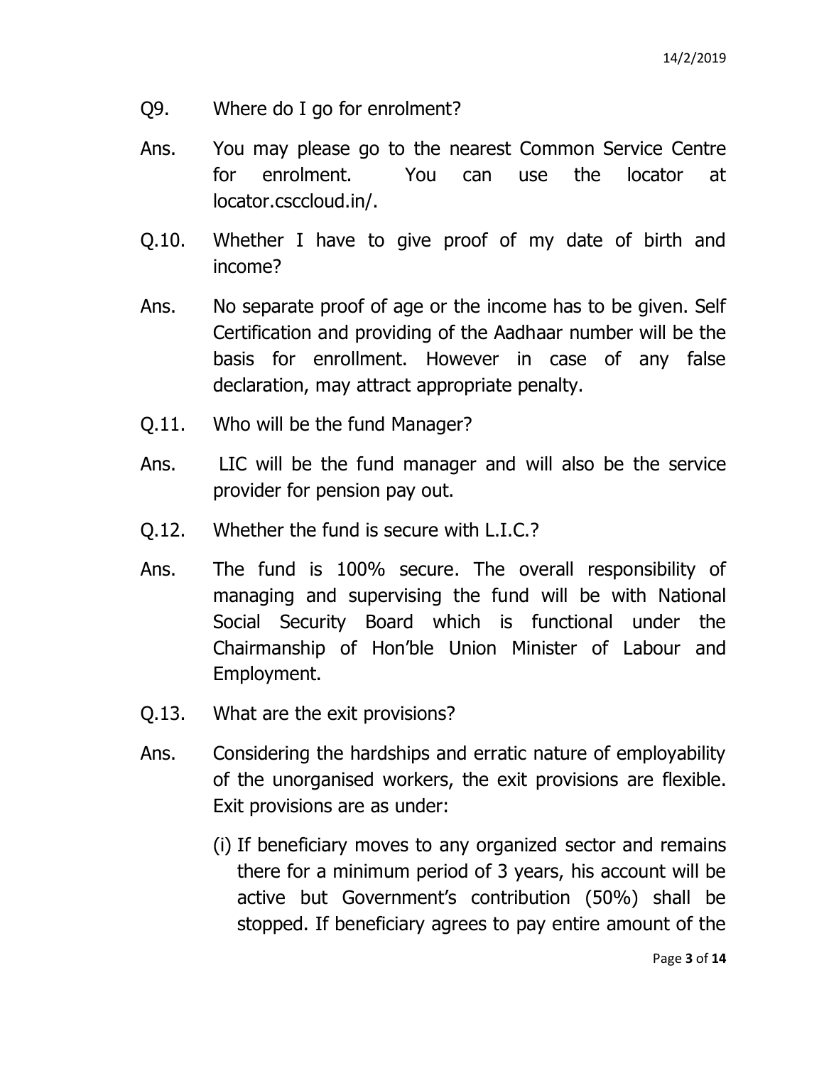Q9. Where do I go for enrolment?

Ans. You may please go to the nearest Common Service Centre for enrolment. You can use the locator at locator.csccloud.in/.

Q.10. Whether I have to give proof of my date of birth and income?

Ans. No separate proof of age or the income has to be given. Self Certification and providing of the Aadhaar number will be the basis for enrollment. However in case of any false declaration, may attract appropriate penalty.

Q.11. Who will be the fund Manager?

Ans. LIC will be the fund manager and will also be the service provider for pension pay out.

Q.12. Whether the fund is secure with L.I.C.?

Ans. The fund is 100% secure. The overall responsibility of managing and supervising the fund will be with National Social Security Board which is functional under the Chairmanship of Hon'ble Union Minister of Labour and Employment.

Q.13. What are the exit provisions?

Ans. Considering the hardships and erratic nature of employability of the unorganised workers, the exit provisions are flexible. Exit provisions are as under:

(i) If beneficiary moves to any organized sector and remains there for a minimum period of 3 years, his account will be active but Government's contribution (50%) shall be stopped. If beneficiary agrees to pay entire amount of the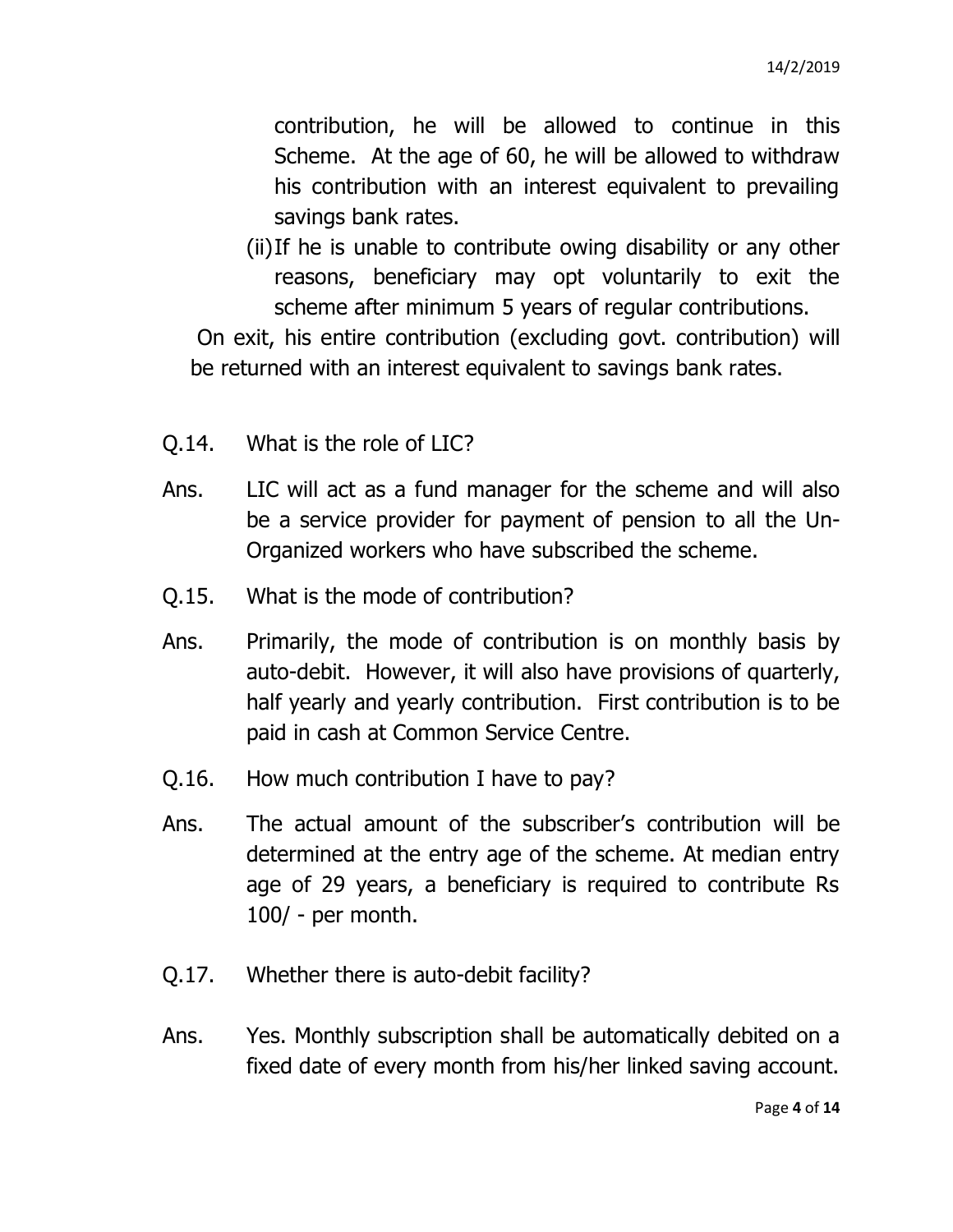contribution, he will be allowed to continue in this Scheme. At the age of 60, he will be allowed to withdraw his contribution with an interest equivalent to prevailing savings bank rates.

(ii) If he is unable to contribute owing disability or any other reasons, beneficiary may opt voluntarily to exit the scheme after minimum 5 years of regular contributions.

On exit, his entire contribution (excluding govt. contribution) will be returned with an interest equivalent to savings bank rates.

Q.14. What is the role of LIC?

Ans. LIC will act as a fund manager for the scheme and will also be a service provider for payment of pension to all the Un-Organized workers who have subscribed the scheme.

Q.15. What is the mode of contribution?

Ans. Primarily, the mode of contribution is on monthly basis by auto-debit. However, it will also have provisions of quarterly, half yearly and yearly contribution. First contribution is to be paid in cash at Common Service Centre.

Q.16. How much contribution I have to pay?

Ans. The actual amount of the subscriber's contribution will be determined at the entry age of the scheme. At median entry age of 29 years, a beneficiary is required to contribute Rs 100/ - per month.

Q.17. Whether there is auto-debit facility?

Ans. Yes. Monthly subscription shall be automatically debited on a fixed date of every month from his/her linked saving account.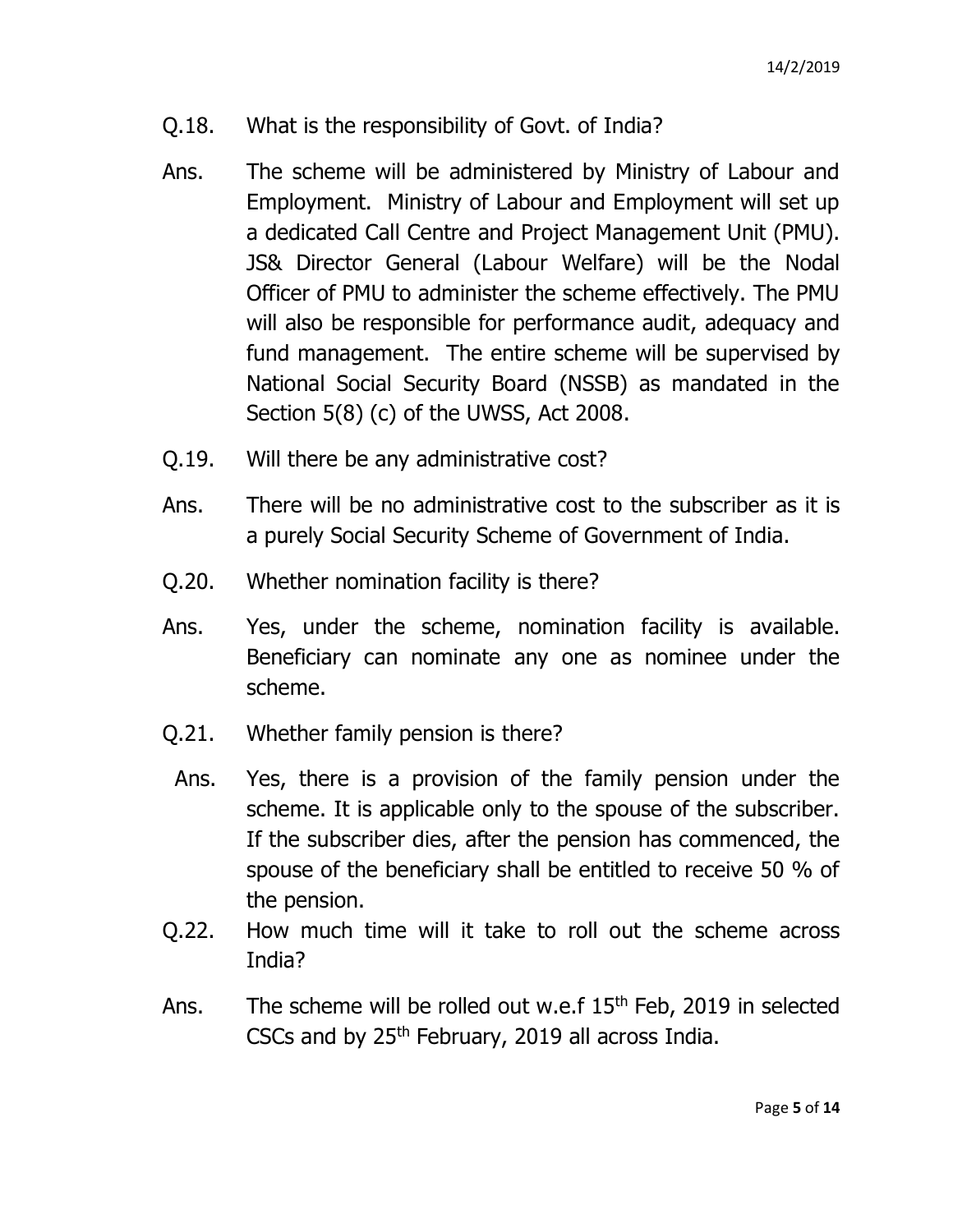Q.18. What is the responsibility of Govt. of India?

Ans. The scheme will be administered by Ministry of Labour and Employment. Ministry of Labour and Employment will set up a dedicated Call Centre and Project Management Unit (PMU). JS& Director General (Labour Welfare) will be the Nodal Officer of PMU to administer the scheme effectively. The PMU will also be responsible for performance audit, adequacy and fund management. The entire scheme will be supervised by National Social Security Board (NSSB) as mandated in the Section 5(8) (c) of the UWSS, Act 2008.

Q.19. Will there be any administrative cost?

Ans. There will be no administrative cost to the subscriber as it is a purely Social Security Scheme of Government of India.

Q.20. Whether nomination facility is there?

Ans. Yes, under the scheme, nomination facility is available. Beneficiary can nominate any one as nominee under the scheme.

Q.21. Whether family pension is there?

Ans. Yes, there is a provision of the family pension under the scheme. It is applicable only to the spouse of the subscriber. If the subscriber dies, after the pension has commenced, the spouse of the beneficiary shall be entitled to receive 50 % of the pension.

Q.22. How much time will it take to roll out the scheme across India?

Ans. The scheme will be rolled out w.e.f 15th Feb, 2019 in selected CSCs and by 25th February, 2019 all across India.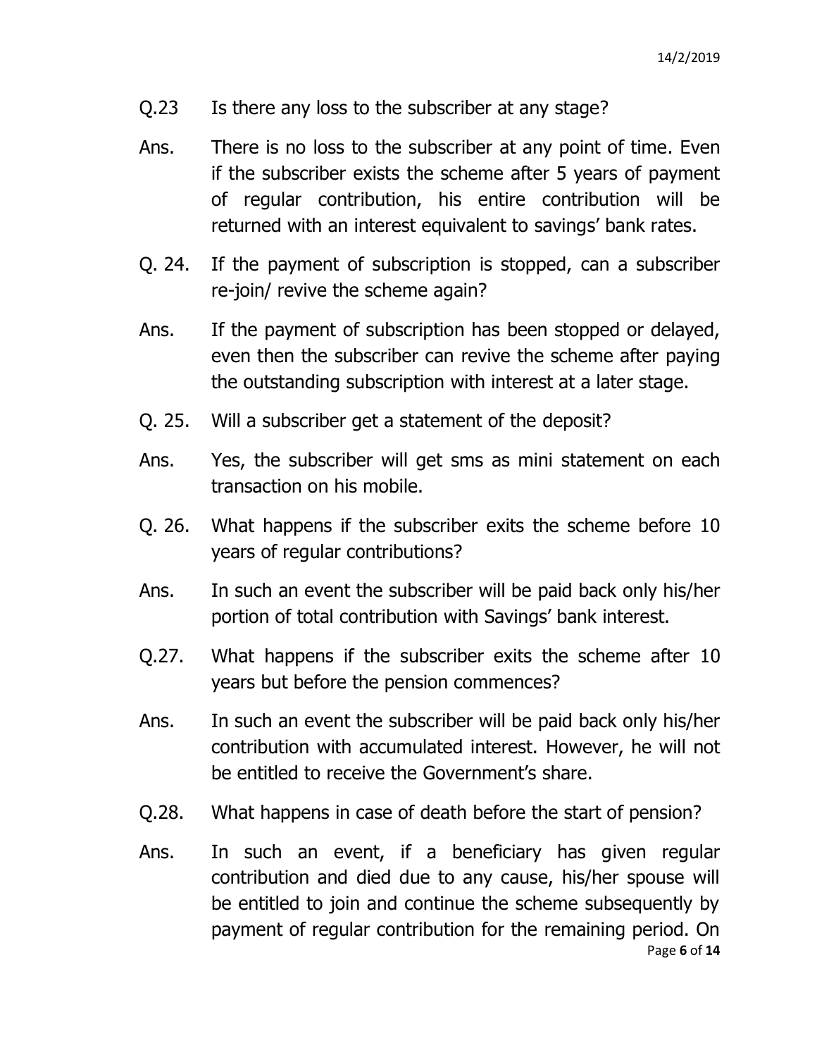Q.23 Is there any loss to the subscriber at any stage?

Ans. There is no loss to the subscriber at any point of time. Even if the subscriber exists the scheme after 5 years of payment of regular contribution, his entire contribution will be returned with an interest equivalent to savings' bank rates.

Q. 24. If the payment of subscription is stopped, can a subscriber re-join/ revive the scheme again?

Ans. If the payment of subscription has been stopped or delayed, even then the subscriber can revive the scheme after paying the outstanding subscription with interest at a later stage.

Q. 25. Will a subscriber get a statement of the deposit?

Ans. Yes, the subscriber will get sms as mini statement on each transaction on his mobile.

Q. 26. What happens if the subscriber exits the scheme before 10 years of regular contributions?

Ans. In such an event the subscriber will be paid back only his/her portion of total contribution with Savings' bank interest.

Q.27. What happens if the subscriber exits the scheme after 10 years but before the pension commences?

Ans. In such an event the subscriber will be paid back only his/her contribution with accumulated interest. However, he will not be entitled to receive the Government's share.

Q.28. What happens in case of death before the start of pension?

Ans. In such an event, if a beneficiary has given regular contribution and died due to any cause, his/her spouse will be entitled to join and continue the scheme subsequently by payment of regular contribution for the remaining period. On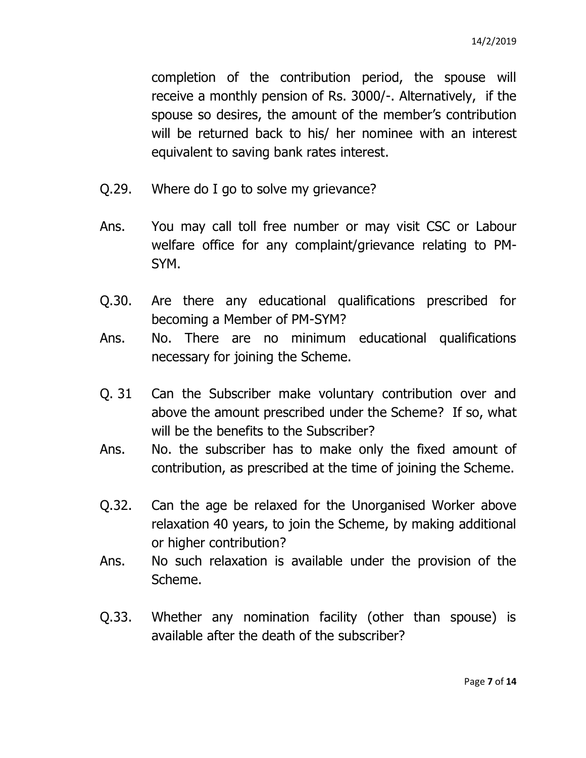completion of the contribution period, the spouse will receive a monthly pension of Rs. 3000/-. Alternatively, if the spouse so desires, the amount of the member's contribution will be returned back to his/ her nominee with an interest equivalent to saving bank rates interest.

Q.29. Where do I go to solve my grievance?

Ans. You may call toll free number or may visit CSC or Labour welfare office for any complaint/grievance relating to PM-SYM.

Q.30. Are there any educational qualifications prescribed for becoming a Member of PM-SYM?

Ans. No. There are no minimum educational qualifications necessary for joining the Scheme.

Q. 31 Can the Subscriber make voluntary contribution over and above the amount prescribed under the Scheme? If so, what will be the benefits to the Subscriber?

Ans. No. the subscriber has to make only the fixed amount of contribution, as prescribed at the time of joining the Scheme.

Q.32. Can the age be relaxed for the Unorganised Worker above relaxation 40 years, to join the Scheme, by making additional or higher contribution?

Ans. No such relaxation is available under the provision of the Scheme.

Q.33. Whether any nomination facility (other than spouse) is available after the death of the subscriber?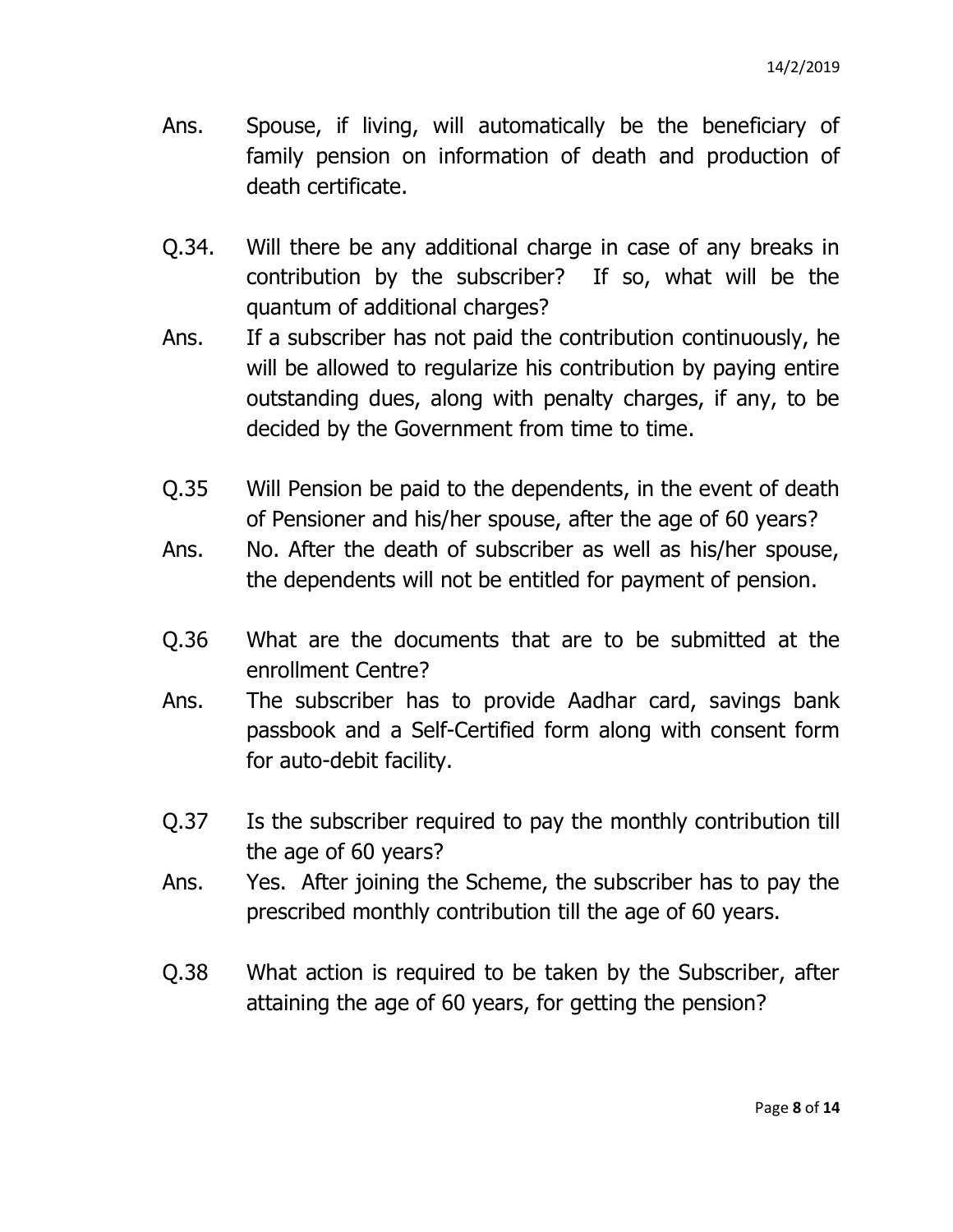Ans. Spouse, if living, will automatically be the beneficiary of family pension on information of death and production of death certificate.

Q.34. Will there be any additional charge in case of any breaks in contribution by the subscriber? If so, what will be the quantum of additional charges?

Ans. If a subscriber has not paid the contribution continuously, he will be allowed to regularize his contribution by paying entire outstanding dues, along with penalty charges, if any, to be decided by the Government from time to time.

Q.35 Will Pension be paid to the dependents, in the event of death of Pensioner and his/her spouse, after the age of 60 years?

Ans. No. After the death of subscriber as well as his/her spouse, the dependents will not be entitled for payment of pension.

Q.36 What are the documents that are to be submitted at the enrollment Centre?

Ans. The subscriber has to provide Aadhar card, savings bank passbook and a Self-Certified form along with consent form for auto-debit facility.

Q.37 Is the subscriber required to pay the monthly contribution till the age of 60 years?

Ans. Yes. After joining the Scheme, the subscriber has to pay the prescribed monthly contribution till the age of 60 years.

Q.38 What action is required to be taken by the Subscriber, after attaining the age of 60 years, for getting the pension?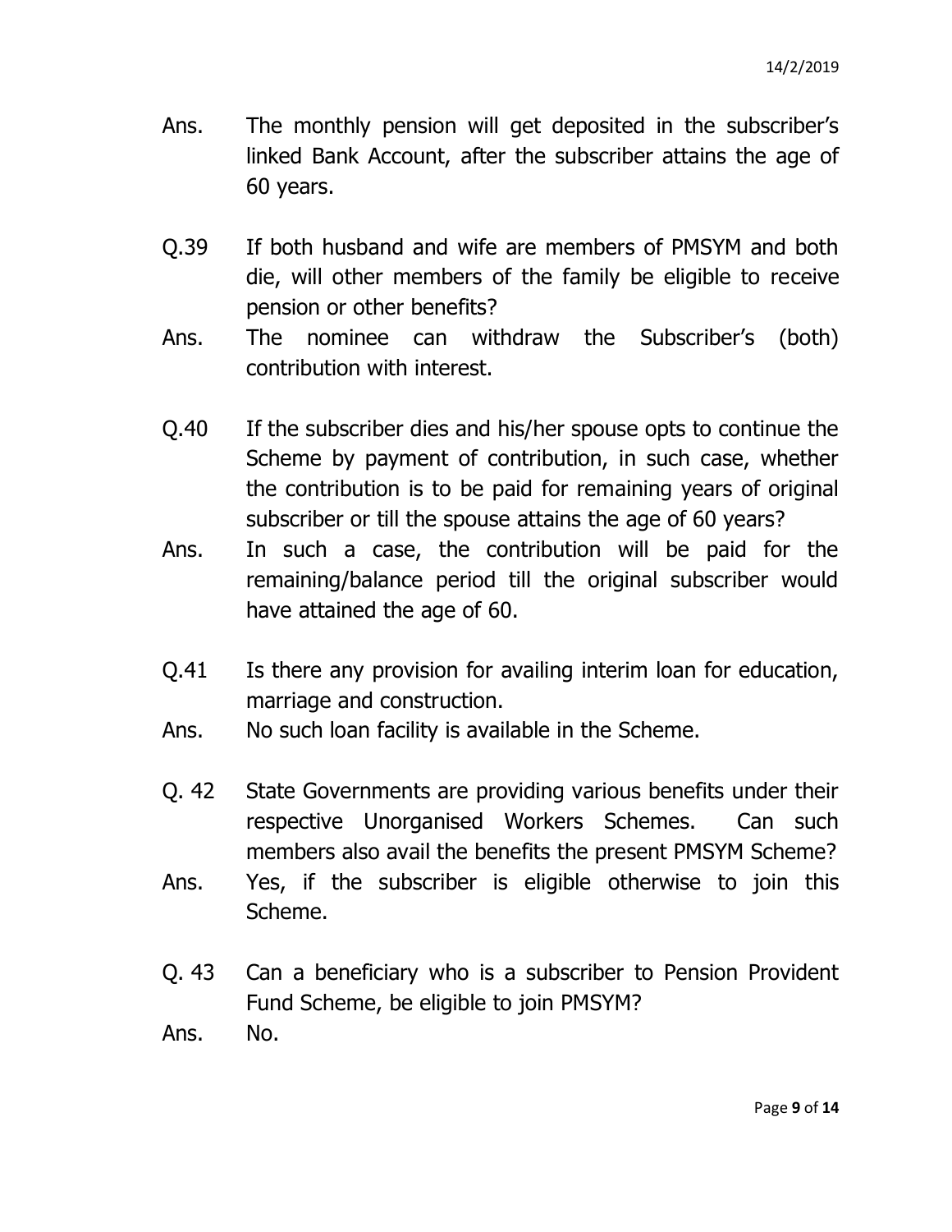Ans. The monthly pension will get deposited in the subscriber's linked Bank Account, after the subscriber attains the age of 60 years.

Q.39 If both husband and wife are members of PMSYM and both die, will other members of the family be eligible to receive pension or other benefits?

Ans. The nominee can withdraw the Subscriber's (both) contribution with interest.

Q.40 If the subscriber dies and his/her spouse opts to continue the Scheme by payment of contribution, in such case, whether the contribution is to be paid for remaining years of original subscriber or till the spouse attains the age of 60 years?

Ans. In such a case, the contribution will be paid for the remaining/balance period till the original subscriber would have attained the age of 60.

Q.41 Is there any provision for availing interim loan for education, marriage and construction.

Ans. No such loan facility is available in the Scheme.

Q. 42 State Governments are providing various benefits under their respective Unorganised Workers Schemes. Can such members also avail the benefits the present PMSYM Scheme?

Ans. Yes, if the subscriber is eligible otherwise to join this Scheme.

Q. 43 Can a beneficiary who is a subscriber to Pension Provident Fund Scheme, be eligible to join PMSYM?

Ans. No.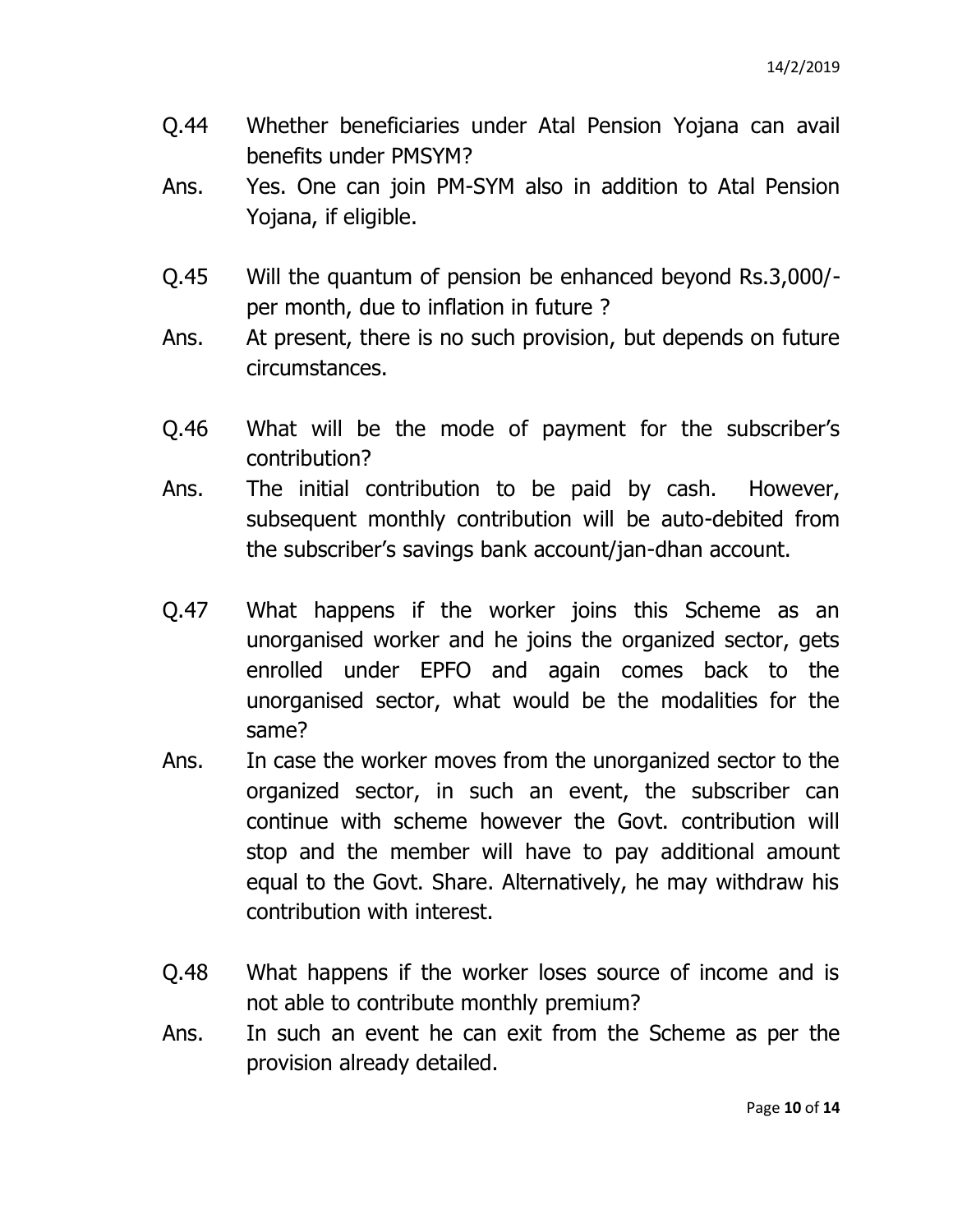Q.44 Whether beneficiaries under Atal Pension Yojana can avail benefits under PMSYM?

Ans. Yes. One can join PM-SYM also in addition to Atal Pension Yojana, if eligible.

Q.45 Will the quantum of pension be enhanced beyond Rs.3,000/- per month, due to inflation in future ?

Ans. At present, there is no such provision, but depends on future circumstances.

Q.46 What will be the mode of payment for the subscriber's contribution?

Ans. The initial contribution to be paid by cash. However, subsequent monthly contribution will be auto-debited from the subscriber's savings bank account/jan-dhan account.

Q.47 What happens if the worker joins this Scheme as an unorganised worker and he joins the organized sector, gets enrolled under EPFO and again comes back to the unorganised sector, what would be the modalities for the same?

Ans. In case the worker moves from the unorganized sector to the organized sector, in such an event, the subscriber can continue with scheme however the Govt. contribution will stop and the member will have to pay additional amount equal to the Govt. Share. Alternatively, he may withdraw his contribution with interest.

Q.48 What happens if the worker loses source of income and is not able to contribute monthly premium?

Ans. In such an event he can exit from the Scheme as per the provision already detailed.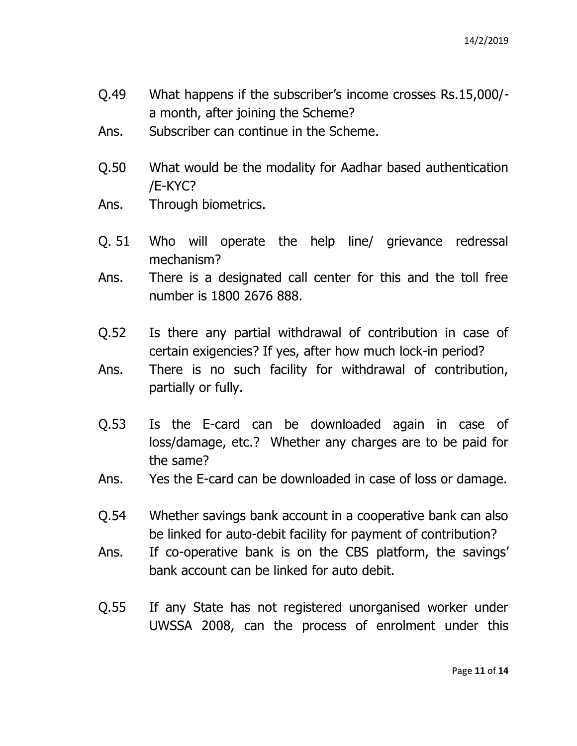Q.49 What happens if the subscriber's income crosses Rs.15,000/- a month, after joining the Scheme?

Ans. Subscriber can continue in the Scheme.

Q.50 What would be the modality for Aadhar based authentication /E-KYC?

Ans. Through biometrics.

Q. 51 Who will operate the help line/ grievance redressal mechanism?

Ans. There is a designated call center for this and the toll free number is 1800 2676 888.

Q.52 Is there any partial withdrawal of contribution in case of certain exigencies? If yes, after how much lock-in period?

Ans. There is no such facility for withdrawal of contribution, partially or fully.

Q.53 Is the E-card can be downloaded again in case of loss/damage, etc.? Whether any charges are to be paid for the same?

Ans. Yes the E-card can be downloaded in case of loss or damage.

Q.54 Whether savings bank account in a cooperative bank can also be linked for auto-debit facility for payment of contribution?

Ans. If co-operative bank is on the CBS platform, the savings' bank account can be linked for auto debit.

Q.55 If any State has not registered unorganised worker under UWSSA 2008, can the process of enrolment under this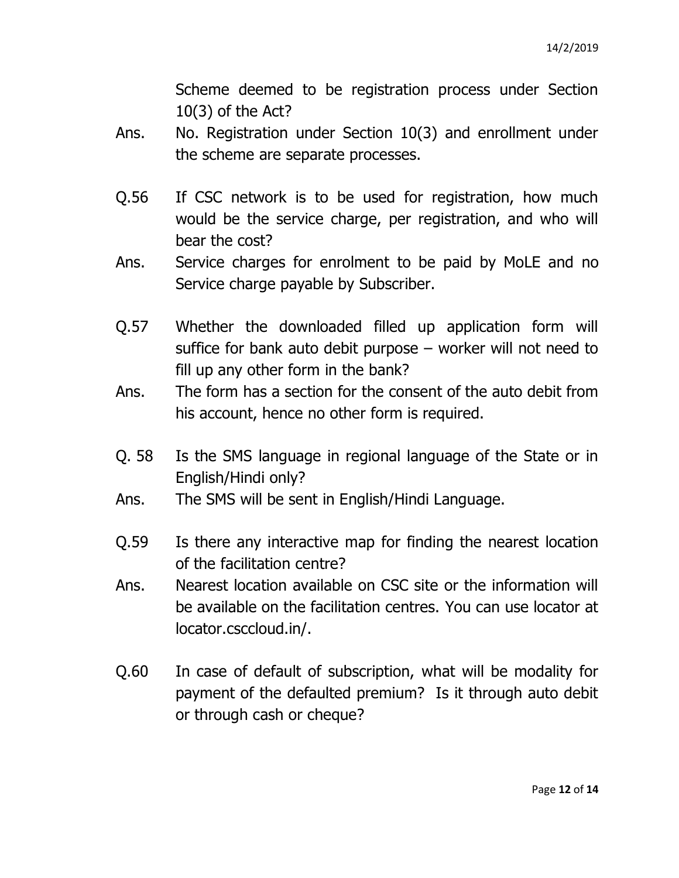Scheme deemed to be registration process under Section 10(3) of the Act?

Ans. No. Registration under Section 10(3) and enrollment under the scheme are separate processes.

Q.56 If CSC network is to be used for registration, how much would be the service charge, per registration, and who will bear the cost?

Ans. Service charges for enrolment to be paid by MoLE and no Service charge payable by Subscriber.

Q.57 Whether the downloaded filled up application form will suffice for bank auto debit purpose – worker will not need to fill up any other form in the bank?

Ans. The form has a section for the consent of the auto debit from his account, hence no other form is required.

Q. 58 Is the SMS language in regional language of the State or in English/Hindi only?

Ans. The SMS will be sent in English/Hindi Language.

Q.59 Is there any interactive map for finding the nearest location of the facilitation centre?

Ans. Nearest location available on CSC site or the information will be available on the facilitation centres. You can use locator at locator.csccloud.in/.

Q.60 In case of default of subscription, what will be modality for payment of the defaulted premium? Is it through auto debit or through cash or cheque?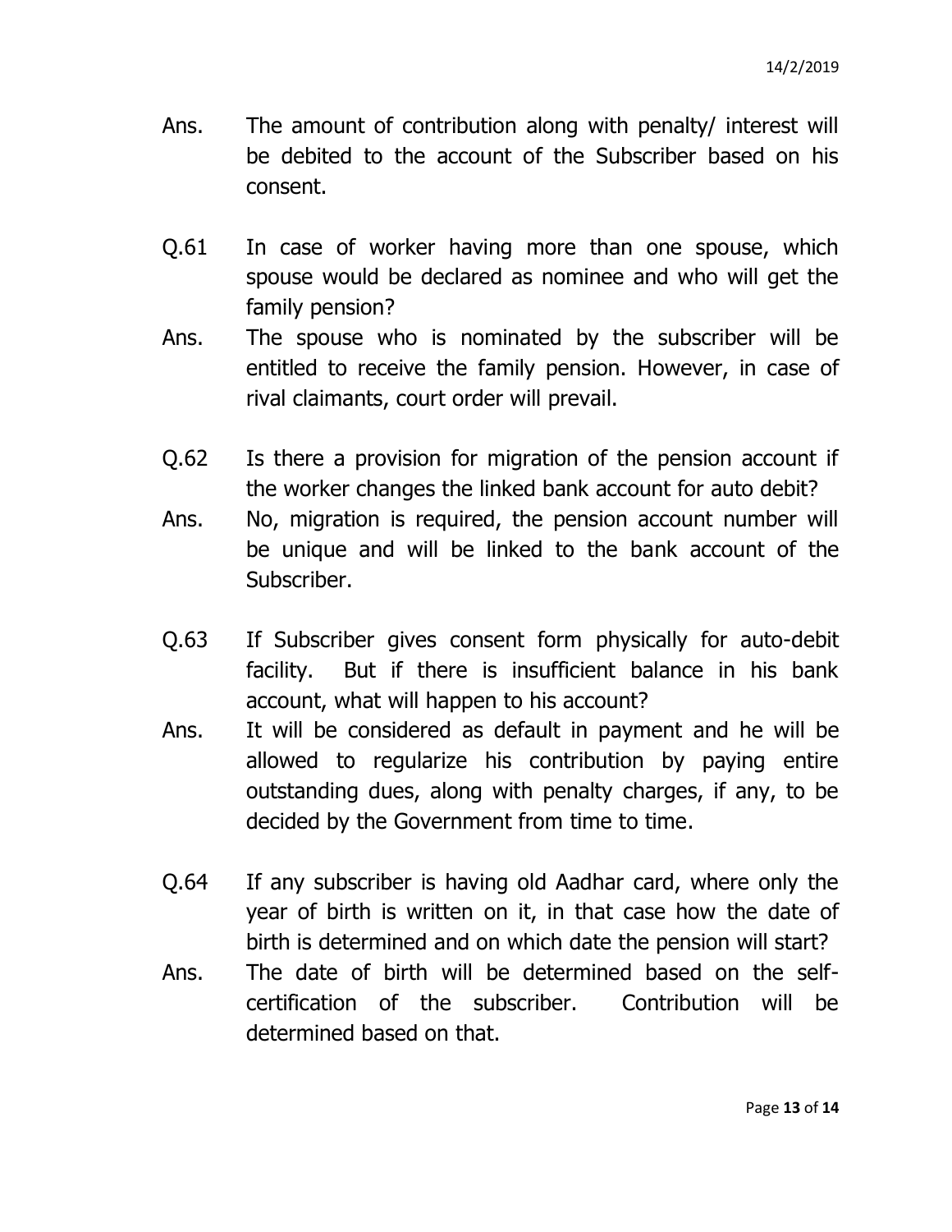Ans. The amount of contribution along with penalty/ interest will be debited to the account of the Subscriber based on his consent.

Q.61 In case of worker having more than one spouse, which spouse would be declared as nominee and who will get the family pension?

Ans. The spouse who is nominated by the subscriber will be entitled to receive the family pension. However, in case of rival claimants, court order will prevail.

Q.62 Is there a provision for migration of the pension account if the worker changes the linked bank account for auto debit?

Ans. No, migration is required, the pension account number will be unique and will be linked to the bank account of the Subscriber.

Q.63 If Subscriber gives consent form physically for auto-debit facility. But if there is insufficient balance in his bank account, what will happen to his account?

Ans. It will be considered as default in payment and he will be allowed to regularize his contribution by paying entire outstanding dues, along with penalty charges, if any, to be decided by the Government from time to time.

Q.64 If any subscriber is having old Aadhar card, where only the year of birth is written on it, in that case how the date of birth is determined and on which date the pension will start?

Ans. The date of birth will be determined based on the self-certification of the subscriber. Contribution will be determined based on that.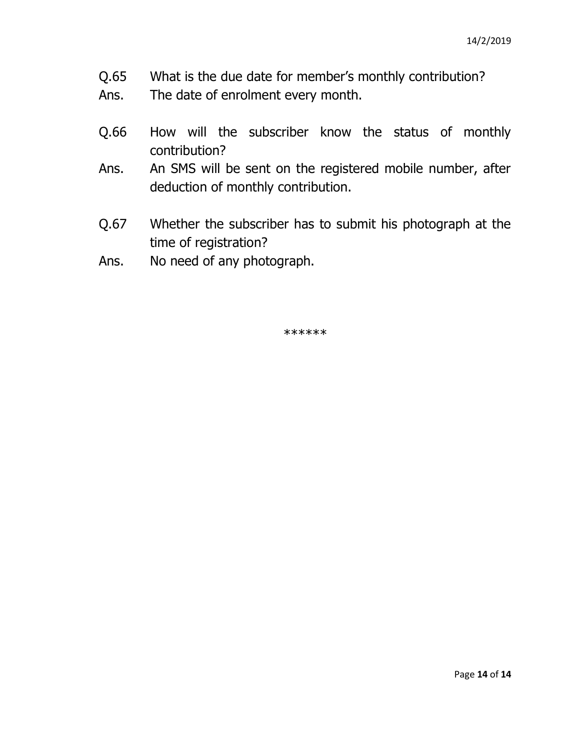Q.65 What is the due date for member's monthly contribution?

Ans. The date of enrolment every month.

Q.66 How will the subscriber know the status of monthly contribution?

Ans. An SMS will be sent on the registered mobile number, after deduction of monthly contribution.

Q.67 Whether the subscriber has to submit his photograph at the time of registration?

Ans. No need of any photograph.

******